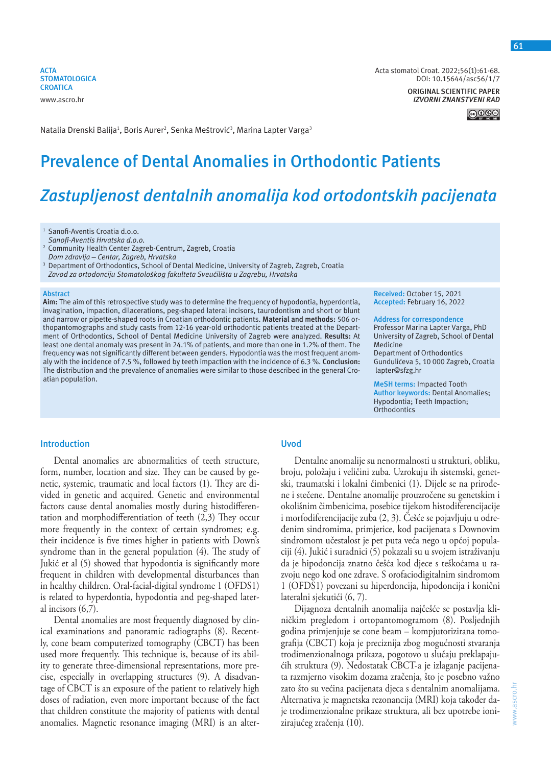ACTA STOMATOLOGICA CROATICA
www.ascro.hr

Acta stomatol Croat. 2022;56(1):61-68.
DOI: 10.15644/asc56/1/7

ORIGINAL SCIENTIFIC PAPER
*IZVORNI ZNANSTVENI RAD*

Natalia Drenski Balija[1], Boris Aurer[2], Senka Meštrović[3], Marina Lapter Varga[3]

# Prevalence of Dental Anomalies in Orthodontic Patients

# *Zastupljenost dentalnih anomalija kod ortodontskih pacijenata*

[1] Sanofi-Aventis Croatia d.o.o.
*Sanofi-Aventis Hrvatska d.o.o.*
[2] Community Health Center Zagreb-Centrum, Zagreb, Croatia
*Dom zdravlja – Centar, Zagreb, Hrvatska*
[3] Department of Orthodontics, School of Dental Medicine, University of Zagreb, Zagreb, Croatia
*Zavod za ortodonciju Stomatološkog fakulteta Sveučilišta u Zagrebu, Hrvatska*

## Abstract

**Aim:** The aim of this retrospective study was to determine the frequency of hypodontia, hyperdontia, invagination, impaction, dilacerations, peg-shaped lateral incisors, taurodontism and short or blunt and narrow or pipette-shaped roots in Croatian orthodontic patients. **Material and methods:** 506 orthopantomographs and study casts from 12-16 year-old orthodontic patients treated at the Department of Orthodontics, School of Dental Medicine University of Zagreb were analyzed. **Results:** At least one dental anomaly was present in 24.1% of patients, and more than one in 1.2% of them. The frequency was not significantly different between genders. Hypodontia was the most frequent anomaly with the incidence of 7.5 %, followed by teeth impaction with the incidence of 6.3 %. **Conclusion:** The distribution and the prevalence of anomalies were similar to those described in the general Croatian population.

**Received:** October 15, 2021
**Accepted:** February 16, 2022

**Address for correspondence**
Professor Marina Lapter Varga, PhD
University of Zagreb, School of Dental Medicine
Department of Orthodontics
Gundulićeva 5, 10 000 Zagreb, Croatia
lapter@sfzg.hr

**MeSH terms:** Impacted Tooth
**Author keywords:** Dental Anomalies; Hypodontia; Teeth Impaction; Orthodontics

## Introduction

Dental anomalies are abnormalities of teeth structure, form, number, location and size. They can be caused by genetic, systemic, traumatic and local factors (1). They are divided in genetic and acquired. Genetic and environmental factors cause dental anomalies mostly during histodifferentation and morphodifferentiation of teeth (2,3) They occur more frequently in the context of certain syndromes; e.g. their incidence is five times higher in patients with Down's syndrome than in the general population (4). The study of Jukić et al (5) showed that hypodontia is significantly more frequent in children with developmental disturbances than in healthy children. Oral-facial-digital syndrome 1 (OFDS1) is related to hyperdontia, hypodontia and peg-shaped lateral incisors (6,7).

Dental anomalies are most frequently diagnosed by clinical examinations and panoramic radiographs (8). Recently, cone beam computerized tomography (CBCT) has been used more frequently. This technique is, because of its ability to generate three-dimensional representations, more precise, especially in overlapping structures (9). A disadvantage of CBCT is an exposure of the patient to relatively high doses of radiation, even more important because of the fact that children constitute the majority of patients with dental anomalies. Magnetic resonance imaging (MRI) is an alter-

## Uvod

Dentalne anomalije su nenormalnosti u strukturi, obliku, broju, položaju i veličini zuba. Uzrokuju ih sistemski, genetski, traumatski i lokalni čimbenici (1). Dijele se na prirođene i stečene. Dentalne anomalije prouzročene su genetskim i okolišnim čimbenicima, posebice tijekom histodiferencijacije i morfodiferencijacije zuba (2, 3). Češće se pojavljuju u određenim sindromima, primjerice, kod pacijenata s Downovim sindromom učestalost je pet puta veća nego u općoj populaciji (4). Jukić i suradnici (5) pokazali su u svojem istraživanju da je hipodoncija znatno češća kod djece s teškoćama u razvoju nego kod one zdrave. S orofaciodigitalnim sindromom 1 (OFDS1) povezani su hiperdoncija, hipodoncija i konični lateralni sjekutići (6, 7).

Dijagnoza dentalnih anomalija najčešće se postavlja kliničkim pregledom i ortopantomogramom (8). Posljednjih godina primjenjuje se cone beam – kompjutorizirana tomografija (CBCT) koja je preciznija zbog mogućnosti stvaranja trodimenzionalnoga prikaza, pogotovo u slučaju preklapajućih struktura (9). Nedostatak CBCT-a je izlaganje pacijenata razmjerno visokim dozama zračenja, što je posebno važno zato što su većina pacijenata djeca s dentalnim anomalijama. Alternativa je magnetska rezonancija (MRI) koja također daje trodimenzionalne prikaze struktura, ali bez upotrebe ionizirajućeg zračenja (10).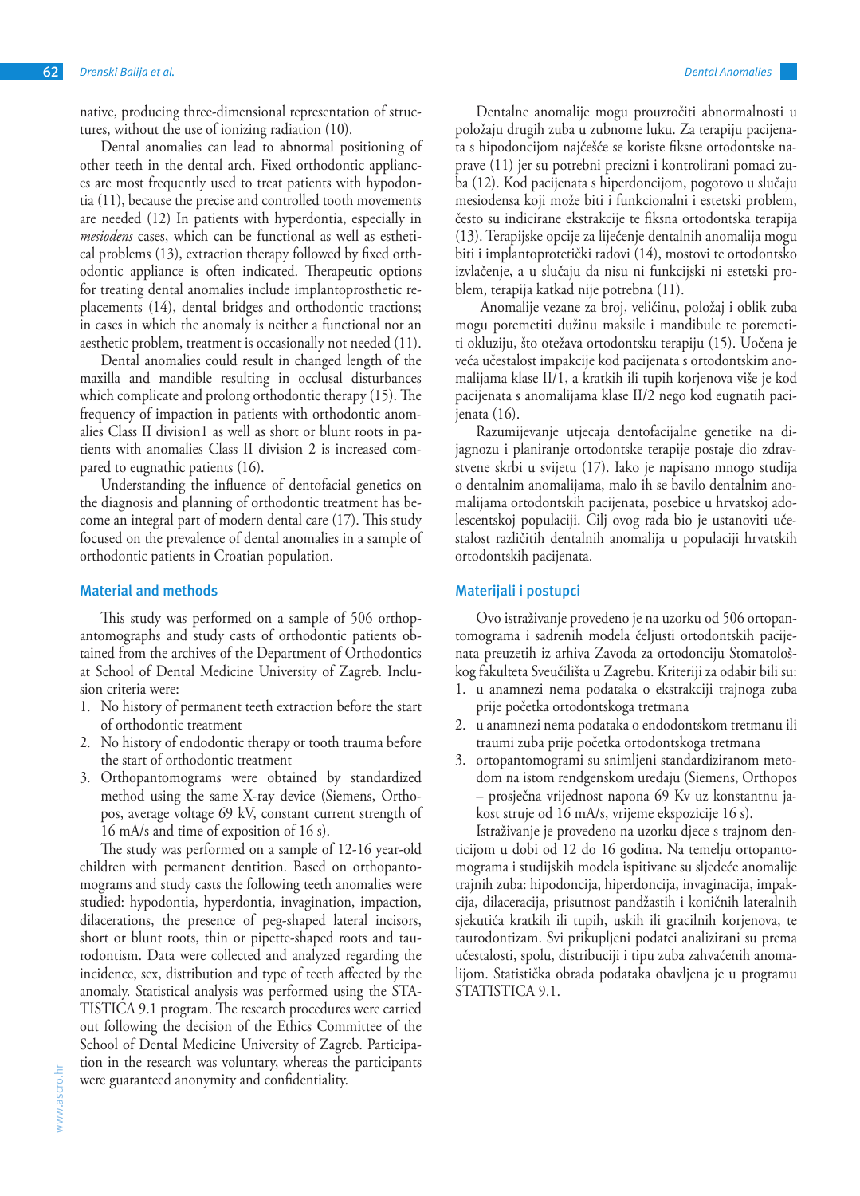native, producing three-dimensional representation of structures, without the use of ionizing radiation (10).

Dental anomalies can lead to abnormal positioning of other teeth in the dental arch. Fixed orthodontic appliances are most frequently used to treat patients with hypodontia (11), because the precise and controlled tooth movements are needed (12) In patients with hyperdontia, especially in *mesiodens* cases, which can be functional as well as esthetical problems (13), extraction therapy followed by fixed orthodontic appliance is often indicated. Therapeutic options for treating dental anomalies include implantoprosthetic replacements (14), dental bridges and orthodontic tractions; in cases in which the anomaly is neither a functional nor an aesthetic problem, treatment is occasionally not needed (11).

Dental anomalies could result in changed length of the maxilla and mandible resulting in occlusal disturbances which complicate and prolong orthodontic therapy (15). The frequency of impaction in patients with orthodontic anomalies Class II division1 as well as short or blunt roots in patients with anomalies Class II division 2 is increased compared to eugnathic patients (16).

Understanding the influence of dentofacial genetics on the diagnosis and planning of orthodontic treatment has become an integral part of modern dental care (17). This study focused on the prevalence of dental anomalies in a sample of orthodontic patients in Croatian population.

## Material and methods

This study was performed on a sample of 506 orthopantomographs and study casts of orthodontic patients obtained from the archives of the Department of Orthodontics at School of Dental Medicine University of Zagreb. Inclusion criteria were:

1. No history of permanent teeth extraction before the start of orthodontic treatment
2. No history of endodontic therapy or tooth trauma before the start of orthodontic treatment
3. Orthopantomograms were obtained by standardized method using the same X-ray device (Siemens, Orthopos, average voltage 69 kV, constant current strength of 16 mA/s and time of exposition of 16 s).

The study was performed on a sample of 12-16 year-old children with permanent dentition. Based on orthopantomograms and study casts the following teeth anomalies were studied: hypodontia, hyperdontia, invagination, impaction, dilacerations, the presence of peg-shaped lateral incisors, short or blunt roots, thin or pipette-shaped roots and taurodontism. Data were collected and analyzed regarding the incidence, sex, distribution and type of teeth affected by the anomaly. Statistical analysis was performed using the STATISTICA 9.1 program. The research procedures were carried out following the decision of the Ethics Committee of the School of Dental Medicine University of Zagreb. Participation in the research was voluntary, whereas the participants were guaranteed anonymity and confidentiality.

Dentalne anomalije mogu prouzročiti abnormalnosti u položaju drugih zuba u zubnome luku. Za terapiju pacijenata s hipodoncijom najčešće se koriste fiksne ortodontske naprave (11) jer su potrebni precizni i kontrolirani pomaci zuba (12). Kod pacijenata s hiperdoncijom, pogotovo u slučaju mesiodensa koji može biti i funkcionalni i estetski problem, često su indicirane ekstrakcije te fiksna ortodontska terapija (13). Terapijske opcije za liječenje dentalnih anomalija mogu biti i implantoprotetički radovi (14), mostovi te ortodontsko izvlačenje, a u slučaju da nisu ni funkcijski ni estetski problem, terapija katkad nije potrebna (11).

Anomalije vezane za broj, veličinu, položaj i oblik zuba mogu poremetiti dužinu maksile i mandibule te poremetiti okluziju, što otežava ortodontsku terapiju (15). Uočena je veća učestalost impakcije kod pacijenata s ortodontskim anomalijama klase II/1, a kratkih ili tupih korjenova više je kod pacijenata s anomalijama klase II/2 nego kod eugnatih pacijenata (16).

Razumijevanje utjecaja dentofacijalne genetike na dijagnozu i planiranje ortodontske terapije postaje dio zdravstvene skrbi u svijetu (17). Iako je napisano mnogo studija o dentalnim anomalijama, malo ih se bavilo dentalnim anomalijama ortodontskih pacijenata, posebice u hrvatskoj adolescentskoj populaciji. Cilj ovog rada bio je ustanoviti učestalost različitih dentalnih anomalija u populaciji hrvatskih ortodontskih pacijenata.

## Materijali i postupci

Ovo istraživanje provedeno je na uzorku od 506 ortopantomograma i sadrenih modela čeljusti ortodontskih pacijenata preuzetih iz arhiva Zavoda za ortodonciju Stomatološkog fakulteta Sveučilišta u Zagrebu. Kriteriji za odabir bili su:

1. u anamnezi nema podataka o ekstrakciji trajnoga zuba prije početka ortodontskoga tretmana
2. u anamnezi nema podataka o endodontskom tretmanu ili traumi zuba prije početka ortodontskoga tretmana
3. ortopantomogrami su snimljeni standardiziranom metodom na istom rendgenskom uređaju (Siemens, Orthopos – prosječna vrijednost napona 69 Kv uz konstantnu jakost struje od 16 mA/s, vrijeme ekspozicije 16 s).

Istraživanje je provedeno na uzorku djece s trajnom denticijom u dobi od 12 do 16 godina. Na temelju ortopantomograma i studijskih modela ispitivane su sljedeće anomalije trajnih zuba: hipodoncija, hiperdoncija, invaginacija, impakcija, dilaceracija, prisutnost pandžastih i koničnih lateralnih sjekutića kratkih ili tupih, uskih ili gracilnih korjenova, te taurodontizam. Svi prikupljeni podatci analizirani su prema učestalosti, spolu, distribuciji i tipu zuba zahvaćenih anomalijom. Statistička obrada podataka obavljena je u programu STATISTICA 9.1.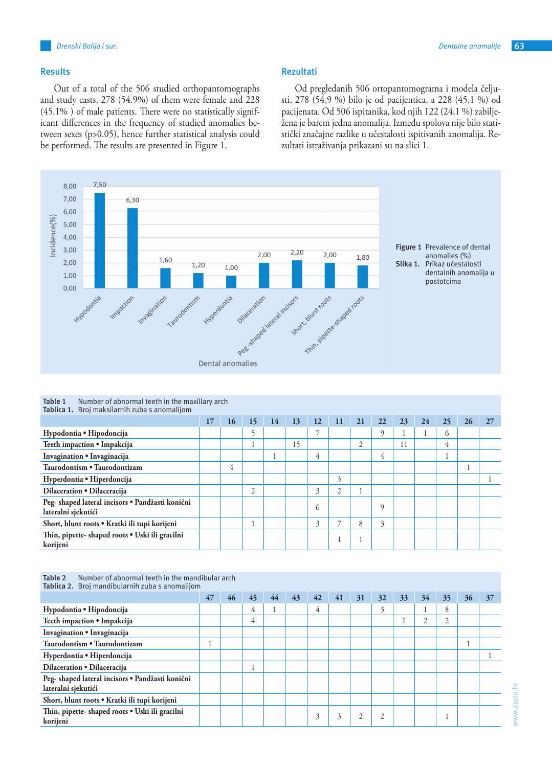## Results

Out of a total of the 506 studied orthopantomographs and study casts, 278 (54.9%) of them were female and 228 (45.1% ) of male patients. There were no statistically significant differences in the frequency of studied anomalies between sexes ($p>0.05$), hence further statistical analysis could be performed. The results are presented in Figure 1.

## Rezultati

Od pregledanih 506 ortopantomograma i modela čeljusti, 278 (54,9 %) bilo je od pacijentica, a 228 (45,1 %) od pacijenata. Od 506 ispitanika, kod njih 122 (24,1 %) zabilježena je barem jedna anomalija. Između spolova nije bilo statistički značajne razlike u učestalosti ispitivanih anomalija. Rezultati istraživanja prikazani su na slici 1.

| Dental anomalies | Incidence(%) |
|---|---|
| Hypodontia | 7,50 |
| Impaction | 6,30 |
| Invagination | 1,60 |
| Taurodontism | 1,20 |
| Hyperdontia | 1,00 |
| Dilaceration | 2,00 |
| Peg-shaped lateral incisors | 2,20 |
| Short, blunt roots | 2,00 |
| Thin, pipette-shaped roots | 1,80 |

**Figure 1** Prevalence of dental anomalies (%)
**Slika 1.** Prikaz učestalosti dentalnih anomalija u postotcima

**Table 1** Number of abnormal teeth in the maxillary arch
**Tablica 1.** Broj maksilarnih zuba s anomalijom

| | 17 | 16 | 15 | 14 | 13 | 12 | 11 | 21 | 22 | 23 | 24 | 25 | 26 | 27 |
|---|---|---|---|---|---|---|---|---|---|---|---|---|---|---|
| **Hypodontia • Hipodoncija** | | | 5 | | | 7 | | | 9 | 1 | 1 | 6 | | |
| **Teeth impaction • Impakcija** | | | 1 | | 15 | | | 2 | | 11 | | 4 | | |
| **Invagination • Invaginacija** | | | | 1 | | 4 | | | 4 | | | 1 | | |
| **Taurodontism • Taurodontizam** | | 4 | | | | | | | | | | | 1 | |
| **Hyperdontia • Hiperdoncija** | | | | | | | 3 | | | | | | | 1 |
| **Dilaceration • Dilaceracija** | | | 2 | | | 3 | 2 | 1 | | | | | | |
| **Peg- shaped lateral incisors • Pandžasti konični lateralni sjekutići** | | | | | | 6 | | | 9 | | | | | |
| **Short, blunt roots • Kratki ili tupi korijeni** | | | 1 | | | 3 | 7 | 8 | 3 | | | | | |
| **Thin, pipette- shaped roots • Uski ili gracilni korijeni** | | | | | | | 1 | 1 | | | | | | |

**Table 2** Number of abnormal teeth in the mandibular arch
**Tablica 2.** Broj mandibularnih zuba s anomalijom

| | 47 | 46 | 45 | 44 | 43 | 42 | 41 | 31 | 32 | 33 | 34 | 35 | 36 | 37 |
|---|---|---|---|---|---|---|---|---|---|---|---|---|---|---|
| **Hypodontia • Hipodoncija** | | | 4 | 1 | | 4 | | | 3 | | 1 | 8 | | |
| **Teeth impaction • Impakcija** | | | 4 | | | | | | | 1 | 2 | 2 | | |
| **Invagination • Invaginacija** | | | | | | | | | | | | | | |
| **Taurodontism • Taurodontizam** | 1 | | | | | | | | | | | | 1 | |
| **Hyperdontia • Hiperdoncija** | | | | | | | | | | | | | | 1 |
| **Dilaceration • Dilaceracija** | | | 1 | | | | | | | | | | | |
| **Peg- shaped lateral incisors • Pandžasti konični lateralni sjekutići** | | | | | | | | | | | | | | |
| **Short, blunt roots • Kratki ili tupi korijeni** | | | | | | | | | | | | | | |
| **Thin, pipette- shaped roots • Uski ili gracilni korijeni** | | | | | | 3 | 3 | 2 | 2 | | | 1 | | |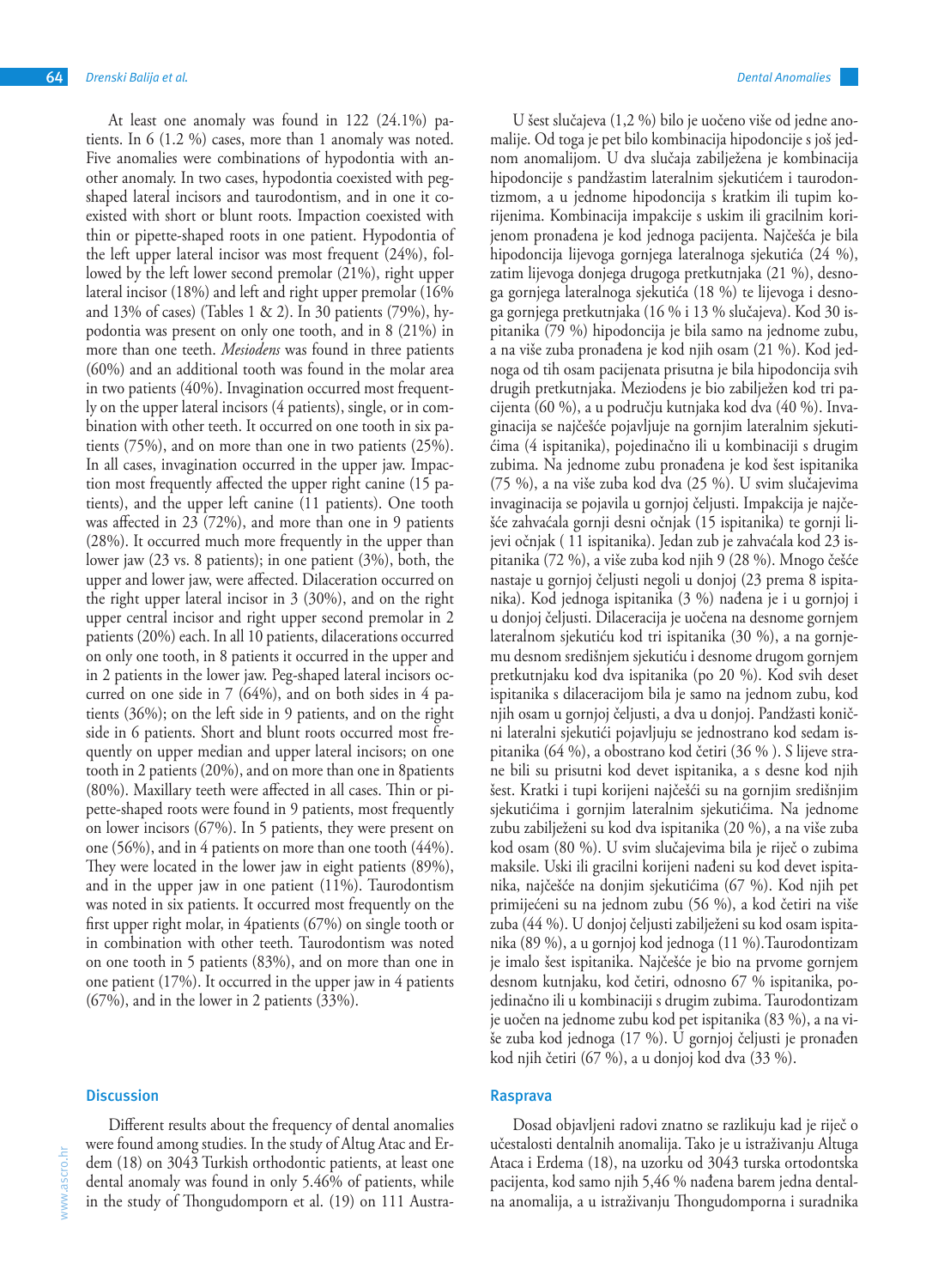At least one anomaly was found in 122 (24.1%) patients. In 6 (1.2 %) cases, more than 1 anomaly was noted. Five anomalies were combinations of hypodontia with another anomaly. In two cases, hypodontia coexisted with peg-shaped lateral incisors and taurodontism, and in one it coexisted with short or blunt roots. Impaction coexisted with thin or pipette-shaped roots in one patient. Hypodontia of the left upper lateral incisor was most frequent (24%), followed by the left lower second premolar (21%), right upper lateral incisor (18%) and left and right upper premolar (16% and 13% of cases) (Tables 1 & 2). In 30 patients (79%), hypodontia was present on only one tooth, and in 8 (21%) in more than one teeth. *Mesiodens* was found in three patients (60%) and an additional tooth was found in the molar area in two patients (40%). Invagination occurred most frequently on the upper lateral incisors (4 patients), single, or in combination with other teeth. It occurred on one tooth in six patients (75%), and on more than one in two patients (25%). In all cases, invagination occurred in the upper jaw. Impaction most frequently affected the upper right canine (15 patients), and the upper left canine (11 patients). One tooth was affected in 23 (72%), and more than one in 9 patients (28%). It occurred much more frequently in the upper than lower jaw (23 vs. 8 patients); in one patient (3%), both, the upper and lower jaw, were affected. Dilaceration occurred on the right upper lateral incisor in 3 (30%), and on the right upper central incisor and right upper second premolar in 2 patients (20%) each. In all 10 patients, dilacerations occurred on only one tooth, in 8 patients it occurred in the upper and in 2 patients in the lower jaw. Peg-shaped lateral incisors occurred on one side in 7 (64%), and on both sides in 4 patients (36%); on the left side in 9 patients, and on the right side in 6 patients. Short and blunt roots occurred most frequently on upper median and upper lateral incisors; on one tooth in 2 patients (20%), and on more than one in 8patients (80%). Maxillary teeth were affected in all cases. Thin or pipette-shaped roots were found in 9 patients, most frequently on lower incisors (67%). In 5 patients, they were present on one (56%), and in 4 patients on more than one tooth (44%). They were located in the lower jaw in eight patients (89%), and in the upper jaw in one patient (11%). Taurodontism was noted in six patients. It occurred most frequently on the first upper right molar, in 4patients (67%) on single tooth or in combination with other teeth. Taurodontism was noted on one tooth in 5 patients (83%), and on more than one in one patient (17%). It occurred in the upper jaw in 4 patients (67%), and in the lower in 2 patients (33%).

## Discussion

Different results about the frequency of dental anomalies were found among studies. In the study of Altug Atac and Erdem (18) on 3043 Turkish orthodontic patients, at least one dental anomaly was found in only 5.46% of patients, while in the study of Thongudomporn et al. (19) on 111 Austra-

U šest slučajeva (1,2 %) bilo je uočeno više od jedne anomalije. Od toga je pet bilo kombinacija hipodoncije s još jednom anomalijom. U dva slučaja zabilježena je kombinacija hipodoncije s pandžastim lateralnim sjekutićem i taurodontizmom, a u jednome hipodoncija s kratkim ili tupim korijenima. Kombinacija impakcije s uskim ili gracilnim korijenom pronađena je kod jednoga pacijenta. Najčešća je bila hipodoncija lijevoga gornjega lateralnoga sjekutića (24 %), zatim lijevoga donjega drugoga pretkutnjaka (21 %), desnoga gornjega lateralnoga sjekutića (18 %) te lijevoga i desnoga gornjega pretkutnjaka (16 % i 13 % slučajeva). Kod 30 ispitanika (79 %) hipodoncija je bila samo na jednome zubu, a na više zuba pronađena je kod njih osam (21 %). Kod jednoga od tih osam pacijenata prisutna je bila hipodoncija svih drugih pretkutnjaka. Meziodens je bio zabilježen kod tri pacijenta (60 %), a u području kutnjaka kod dva (40 %). Invaginacija se najčešće pojavljuje na gornjim lateralnim sjekutićima (4 ispitanika), pojedinačno ili u kombinaciji s drugim zubima. Na jednome zubu pronađena je kod šest ispitanika (75 %), a na više zuba kod dva (25 %). U svim slučajevima invaginacija se pojavila u gornjoj čeljusti. Impakcija je najčešće zahvaćala gornji desni očnjak (15 ispitanika) te gornji lijevi očnjak ( 11 ispitanika). Jedan zub je zahvaćala kod 23 ispitanika (72 %), a više zuba kod njih 9 (28 %). Mnogo češće nastaje u gornjoj čeljusti negoli u donjoj (23 prema 8 ispitanika). Kod jednoga ispitanika (3 %) nađena je i u gornjoj i u donjoj čeljusti. Dilaceracija je uočena na desnome gornjem lateralnom sjekutiću kod tri ispitanika (30 %), a na gornjemu desnom središnjem sjekutiću i desnome drugom gornjem pretkutnjaku kod dva ispitanika (po 20 %). Kod svih deset ispitanika s dilaceracijom bila je samo na jednom zubu, kod njih osam u gornjoj čeljusti, a dva u donjoj. Pandžasti konični lateralni sjekutići pojavljuju se jednostrano kod sedam ispitanika (64 %), a obostrano kod četiri (36 % ). S lijeve strane bili su prisutni kod devet ispitanika, a s desne kod njih šest. Kratki i tupi korijeni najčešći su na gornjim središnjim sjekutićima i gornjim lateralnim sjekutićima. Na jednome zubu zabilježeni su kod dva ispitanika (20 %), a na više zuba kod osam (80 %). U svim slučajevima bila je riječ o zubima maksile. Uski ili gracilni korijeni nađeni su kod devet ispitanika, najčešće na donjim sjekutićima (67 %). Kod njih pet primijećeni su na jednom zubu (56 %), a kod četiri na više zuba (44 %). U donjoj čeljusti zabilježeni su kod osam ispitanika (89 %), a u gornjoj kod jednoga (11 %).Taurodontizam je imalo šest ispitanika. Najčešće je bio na prvome gornjem desnom kutnjaku, kod četiri, odnosno 67 % ispitanika, pojedinačno ili u kombinaciji s drugim zubima. Taurodontizam je uočen na jednome zubu kod pet ispitanika (83 %), a na više zuba kod jednoga (17 %). U gornjoj čeljusti je pronađen kod njih četiri (67 %), a u donjoj kod dva (33 %).

## Rasprava

Dosad objavljeni radovi znatno se razlikuju kad je riječ o učestalosti dentalnih anomalija. Tako je u istraživanju Altuga Ataca i Erdema (18), na uzorku od 3043 turska ortodontska pacijenta, kod samo njih 5,46 % nađena barem jedna dentalna anomalija, a u istraživanju Thongudomporna i suradnika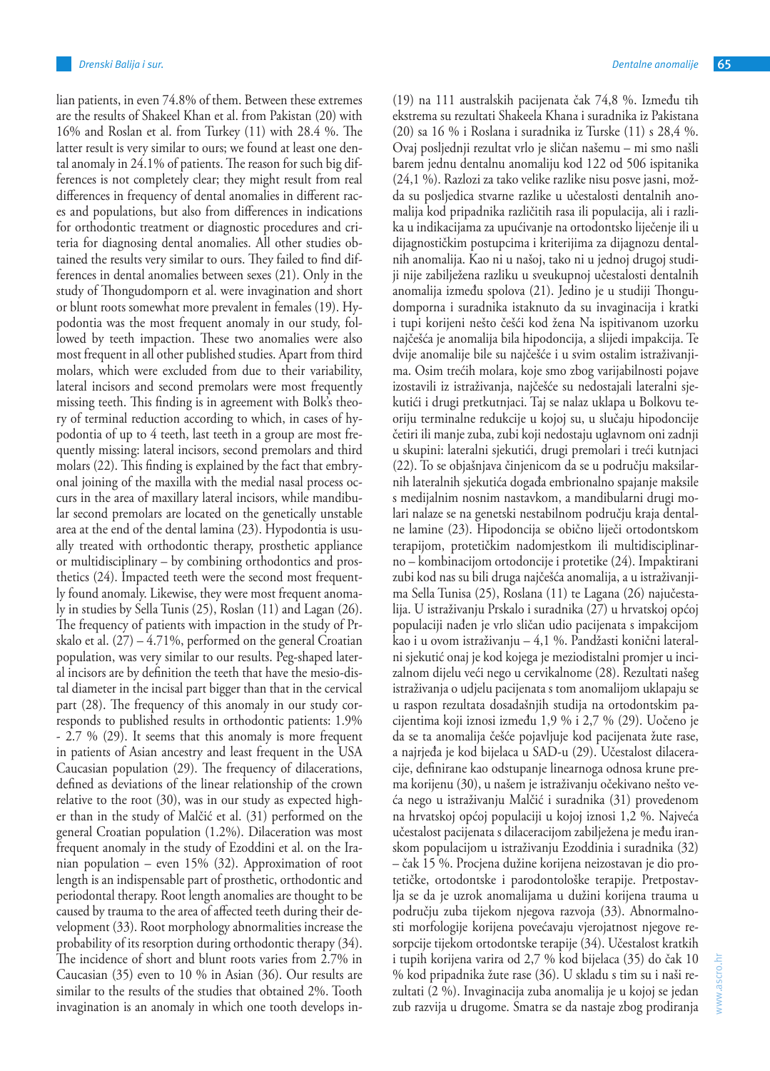lian patients, in even 74.8% of them. Between these extremes are the results of Shakeel Khan et al. from Pakistan (20) with 16% and Roslan et al. from Turkey (11) with 28.4 %. The latter result is very similar to ours; we found at least one dental anomaly in 24.1% of patients. The reason for such big differences is not completely clear; they might result from real differences in frequency of dental anomalies in different races and populations, but also from differences in indications for orthodontic treatment or diagnostic procedures and criteria for diagnosing dental anomalies. All other studies obtained the results very similar to ours. They failed to find differences in dental anomalies between sexes (21). Only in the study of Thongudomporn et al. were invagination and short or blunt roots somewhat more prevalent in females (19). Hypodontia was the most frequent anomaly in our study, followed by teeth impaction. These two anomalies were also most frequent in all other published studies. Apart from third molars, which were excluded from due to their variability, lateral incisors and second premolars were most frequently missing teeth. This finding is in agreement with Bolk's theory of terminal reduction according to which, in cases of hypodontia of up to 4 teeth, last teeth in a group are most frequently missing: lateral incisors, second premolars and third molars (22). This finding is explained by the fact that embryonal joining of the maxilla with the medial nasal process occurs in the area of maxillary lateral incisors, while mandibular second premolars are located on the genetically unstable area at the end of the dental lamina (23). Hypodontia is usually treated with orthodontic therapy, prosthetic appliance or multidisciplinary – by combining orthodontics and prosthetics (24). Impacted teeth were the second most frequently found anomaly. Likewise, they were most frequent anomaly in studies by Sella Tunis (25), Roslan (11) and Lagan (26). The frequency of patients with impaction in the study of Prskalo et al. (27) – 4.71%, performed on the general Croatian population, was very similar to our results. Peg-shaped lateral incisors are by definition the teeth that have the mesio-distal diameter in the incisal part bigger than that in the cervical part (28). The frequency of this anomaly in our study corresponds to published results in orthodontic patients: 1.9% - 2.7 % (29). It seems that this anomaly is more frequent in patients of Asian ancestry and least frequent in the USA Caucasian population (29). The frequency of dilacerations, defined as deviations of the linear relationship of the crown relative to the root (30), was in our study as expected higher than in the study of Malčić et al. (31) performed on the general Croatian population (1.2%). Dilaceration was most frequent anomaly in the study of Ezoddini et al. on the Iranian population – even 15% (32). Approximation of root length is an indispensable part of prosthetic, orthodontic and periodontal therapy. Root length anomalies are thought to be caused by trauma to the area of affected teeth during their development (33). Root morphology abnormalities increase the probability of its resorption during orthodontic therapy (34). The incidence of short and blunt roots varies from 2.7% in Caucasian (35) even to 10 % in Asian (36). Our results are similar to the results of the studies that obtained 2%. Tooth invagination is an anomaly in which one tooth develops in-

(19) na 111 australskih pacijenata čak 74,8 %. Između tih ekstrema su rezultati Shakeela Khana i suradnika iz Pakistana (20) sa 16 % i Roslana i suradnika iz Turske (11) s 28,4 %. Ovaj posljednji rezultat vrlo je sličan našemu – mi smo našli barem jednu dentalnu anomaliju kod 122 od 506 ispitanika (24,1 %). Razlozi za tako velike razlike nisu posve jasni, možda su posljedica stvarne razlike u učestalosti dentalnih anomalija kod pripadnika različitih rasa ili populacija, ali i razlika u indikacijama za upućivanje na ortodontsko liječenje ili u dijagnostičkim postupcima i kriterijima za dijagnozu dentalnih anomalija. Kao ni u našoj, tako ni u jednoj drugoj studiji nije zabilježena razliku u sveukupnoj učestalosti dentalnih anomalija između spolova (21). Jedino je u studiji Thongudomporna i suradnika istaknuto da su invaginacija i kratki i tupi korijeni nešto češći kod žena Na ispitivanom uzorku najčešća je anomalija bila hipodoncija, a slijedi impakcija. Te dvije anomalije bile su najčešće i u svim ostalim istraživanjima. Osim trećih molara, koje smo zbog varijabilnosti pojave izostavili iz istraživanja, najčešće su nedostajali lateralni sjekutići i drugi pretkutnjaci. Taj se nalaz uklapa u Bolkovu teoriju terminalne redukcije u kojoj su, u slučaju hipodoncije četiri ili manje zuba, zubi koji nedostaju uglavnom oni zadnji u skupini: lateralni sjekutići, drugi premolari i treći kutnjaci (22). To se objašnjava činjenicom da se u području maksilarnih lateralnih sjekutića događa embrionalno spajanje maksile s medijalnim nosnim nastavkom, a mandibularni drugi molari nalaze se na genetski nestabilnom području kraja dentalne lamine (23). Hipodoncija se obično liječi ortodontskom terapijom, protetičkim nadomjestkom ili multidisciplinarno – kombinacijom ortodoncije i protetike (24). Impaktirani zubi kod nas su bili druga najčešća anomalija, a u istraživanjima Sella Tunisa (25), Roslana (11) te Lagana (26) najučestalija. U istraživanju Prskalo i suradnika (27) u hrvatskoj općoj populaciji nađen je vrlo sličan udio pacijenata s impakcijom kao i u ovom istraživanju – 4,1 %. Pandžasti konični lateralni sjekutić onaj je kod kojega je meziodistalni promjer u incizalnom dijelu veći nego u cervikalnome (28). Rezultati našeg istraživanja o udjelu pacijenata s tom anomalijom uklapaju se u raspon rezultata dosadašnjih studija na ortodontskim pacijentima koji iznosi između 1,9 % i 2,7 % (29). Uočeno je da se ta anomalija češće pojavljuje kod pacijenata žute rase, a najrjeđa je kod bijelaca u SAD-u (29). Učestalost dilaceracije, definirane kao odstupanje linearnoga odnosa krune prema korijenu (30), u našem je istraživanju očekivano nešto veća nego u istraživanju Malčić i suradnika (31) provedenom na hrvatskoj općoj populaciji u kojoj iznosi 1,2 %. Najveća učestalost pacijenata s dilaceracijom zabilježena je među iranskom populacijom u istraživanju Ezoddinia i suradnika (32) – čak 15 %. Procjena dužine korijena neizostavan je dio protetičke, ortodontske i parodontološke terapije. Pretpostavlja se da je uzrok anomalijama u dužini korijena trauma u području zuba tijekom njegova razvoja (33). Abnormalnosti morfologije korijena povećavaju vjerojatnost njegove resorpcije tijekom ortodontske terapije (34). Učestalost kratkih i tupih korijena varira od 2,7 % kod bijelaca (35) do čak 10 % kod pripadnika žute rase (36). U skladu s tim su i naši rezultati (2 %). Invaginacija zuba anomalija je u kojoj se jedan zub razvija u drugome. Smatra se da nastaje zbog prodiranja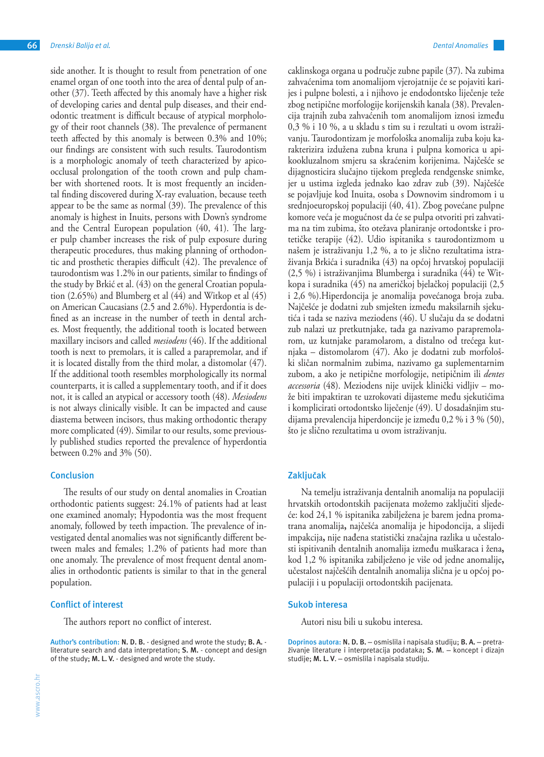side another. It is thought to result from penetration of one enamel organ of one tooth into the area of dental pulp of another (37). Teeth affected by this anomaly have a higher risk of developing caries and dental pulp diseases, and their endodontic treatment is difficult because of atypical morphology of their root channels (38). The prevalence of permanent teeth affected by this anomaly is between 0.3% and 10%; our findings are consistent with such results. Taurodontism is a morphologic anomaly of teeth characterized by apico-occlusal prolongation of the tooth crown and pulp chamber with shortened roots. It is most frequently an incidental finding discovered during X-ray evaluation, because teeth appear to be the same as normal (39). The prevalence of this anomaly is highest in Inuits, persons with Down's syndrome and the Central European population (40, 41). The larger pulp chamber increases the risk of pulp exposure during therapeutic procedures, thus making planning of orthodontic and prosthetic therapies difficult (42). The prevalence of taurodontism was 1.2% in our patients, similar to findings of the study by Brkić et al. (43) on the general Croatian population (2.65%) and Blumberg et al (44) and Witkop et al (45) on American Caucasians (2.5 and 2.6%). Hyperdontia is defined as an increase in the number of teeth in dental arches. Most frequently, the additional tooth is located between maxillary incisors and called *mesiodens* (46). If the additional tooth is next to premolars, it is called a parapremolar, and if it is located distally from the third molar, a distomolar (47). If the additional tooth resembles morphologically its normal counterparts, it is called a supplementary tooth, and if it does not, it is called an atypical or accessory tooth (48). *Mesiodens* is not always clinically visible. It can be impacted and cause diastema between incisors, thus making orthodontic therapy more complicated (49). Similar to our results, some previously published studies reported the prevalence of hyperdontia between 0.2% and 3% (50).

## Conclusion

The results of our study on dental anomalies in Croatian orthodontic patients suggest: 24.1% of patients had at least one examined anomaly; Hypodontia was the most frequent anomaly, followed by teeth impaction. The prevalence of investigated dental anomalies was not significantly different between males and females; 1.2% of patients had more than one anomaly. The prevalence of most frequent dental anomalies in orthodontic patients is similar to that in the general population.

## Conflict of interest

The authors report no conflict of interest.

**Author's contribution:** **N. D. B.** - designed and wrote the study; **B. A.** - literature search and data interpretation; **S. M.** - concept and design of the study; **M. L. V.** - designed and wrote the study.

caklinskoga organa u područje zubne papile (37). U zubima zahvaćenima tom anomalijom vjerojatnije će se pojaviti karijes i pulpne bolesti, a i njihovo je endodontsko liječenje teže zbog netipične morfologije korijenskih kanala (38). Prevalencija trajnih zuba zahvaćenih tom anomalijom iznosi između 0,3 % i 10 %, a u skladu s tim su i rezultati u ovom istraživanju. Taurodontizam je morfološka anomalija zuba koju karakterizira izdužena zubna kruna i pulpna komorica u apikookluzalnom smjeru sa skraćenim korijenima. Najčešće se dijagnosticira slučajno tijekom pregleda rendgenske snimke, jer u ustima izgleda jednako kao zdrav zub (39). Najčešće se pojavljuje kod Inuita, osoba s Downovim sindromom i u srednjoeuropskoj populaciji (40, 41). Zbog povećane pulpne komore veća je mogućnost da će se pulpa otvoriti pri zahvatima na tim zubima, što otežava planiranje ortodontske i protetičke terapije (42). Udio ispitanika s taurodontizmom u našem je istraživanju 1,2 %, a to je slično rezultatima istraživanja Brkića i suradnika (43) na općoj hrvatskoj populaciji (2,5 %) i istraživanjima Blumberga i suradnika (44) te Witkopa i suradnika (45) na američkoj bjelačkoj populaciji (2,5 i 2,6 %).Hiperdoncija je anomalija povećanoga broja zuba. Najčešće je dodatni zub smješten između maksilarnih sjekutića i tada se naziva meziodens (46). U slučaju da se dodatni zub nalazi uz pretkutnjake, tada ga nazivamo parapremolarom, uz kutnjake paramolarom, a distalno od trećega kutnjaka – distomolarom (47). Ako je dodatni zub morfološki sličan normalnim zubima, nazivamo ga suplementarnim zubom, a ako je netipične morfologije, netipičnim ili *dentes accessoria* (48). Meziodens nije uvijek klinički vidljiv – može biti impaktiran te uzrokovati dijasteme među sjekutićima i komplicirati ortodontsko liječenje (49). U dosadašnjim studijama prevalencija hiperdoncije je između 0,2 % i 3 % (50), što je slično rezultatima u ovom istraživanju.

## Zaključak

Na temelju istraživanja dentalnih anomalija na populaciji hrvatskih ortodontskih pacijenata možemo zaključiti sljedeće: kod 24,1 % ispitanika zabilježena je barem jedna promatrana anomalija**,** najčešća anomalija je hipodoncija, a slijedi impakcija**,** nije nađena statistički značajna razlika u učestalosti ispitivanih dentalnih anomalija između muškaraca i žena**,** kod 1,2 % ispitanika zabilježeno je više od jedne anomalije**,** učestalost najčešćih dentalnih anomalija slična je u općoj populaciji i u populaciji ortodontskih pacijenata.

## Sukob interesa

Autori nisu bili u sukobu interesa.

**Doprinos autora:** **N. D. B.** – osmislila i napisala studiju; **B. A.** – pretraživanje literature i interpretacija podataka; **S. M.** – koncept i dizajn studije; **M. L. V.** – osmislila i napisala studiju.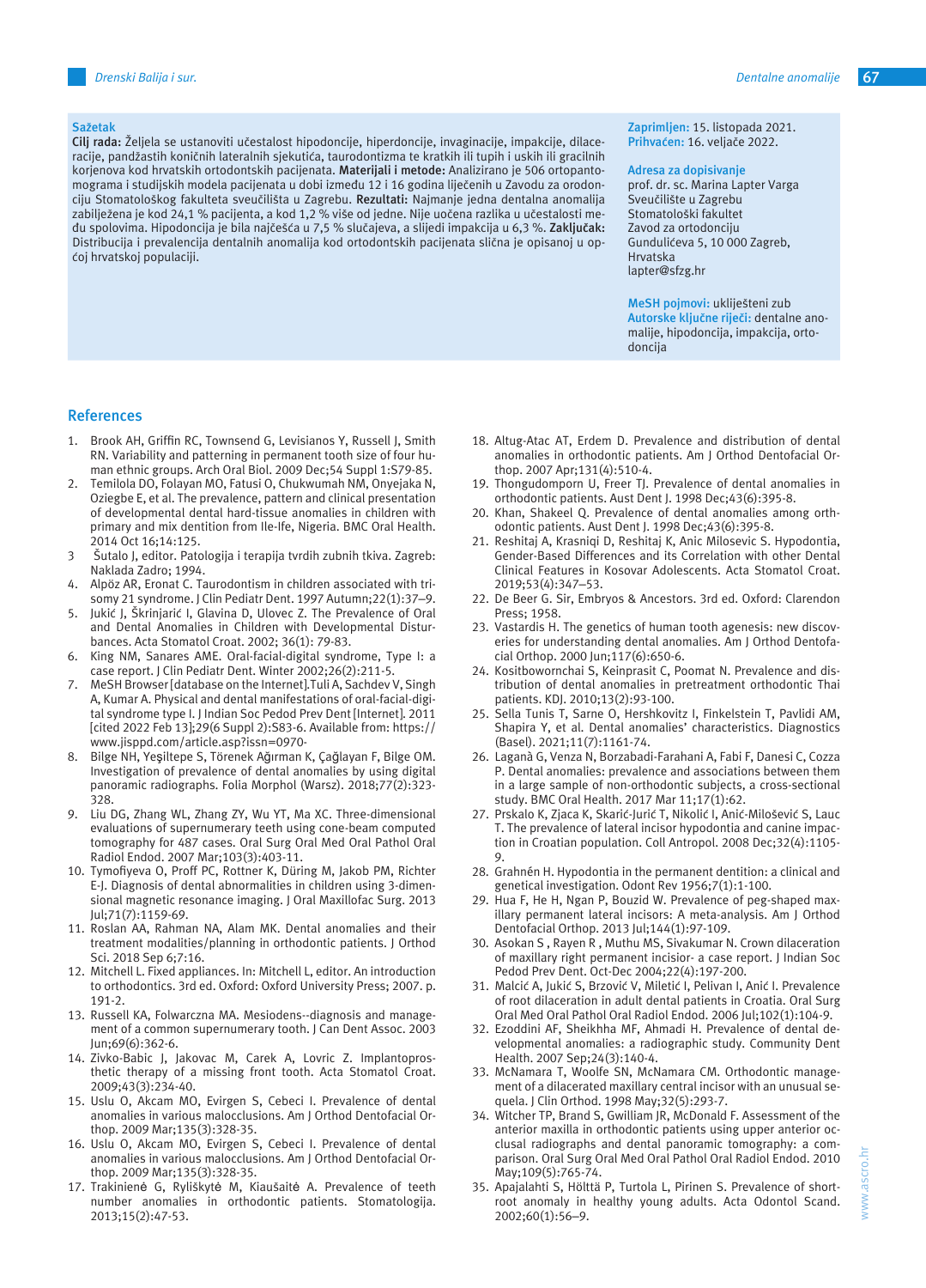## Sažetak

**Cilj rada:** Željela se ustanoviti učestalost hipodoncije, hiperdoncije, invaginacije, impakcije, dilaceracije, pandžastih koničnih lateralnih sjekutića, taurodontizma te kratkih ili tupih i uskih ili gracilnih korjenova kod hrvatskih ortodontskih pacijenata. **Materijali i metode:** Analizirano je 506 ortopantomograma i studijskih modela pacijenata u dobi između 12 i 16 godina liječenih u Zavodu za ortodonciju Stomatološkog fakulteta sveučilišta u Zagrebu. **Rezultati:** Najmanje jedna dentalna anomalija zabilježena je kod 24,1 % pacijenta, a kod 1,2 % više od jedne. Nije uočena razlika u učestalosti među spolovima. Hipodoncija je bila najčešća u 7,5 % slučajeva, a slijedi impakcija u 6,3 %. **Zaključak:** Distribucija i prevalencija dentalnih anomalija kod ortodontskih pacijenata slična je opisanoj u općoj hrvatskoj populaciji.

**Zaprimljen:** 15. listopada 2021.
**Prihvaćen:** 16. veljače 2022.

**Adresa za dopisivanje**
prof. dr. sc. Marina Lapter Varga
Sveučilište u Zagrebu
Stomatološki fakultet
Zavod za ortodonciju
Gundulićeva 5, 10 000 Zagreb,
Hrvatska
lapter@sfzg.hr

**MeSH pojmovi:** uklješteni zub
**Autorske ključne riječi:** dentalne anomalije, hipodoncija, impakcija, ortodoncija

## References

1. Brook AH, Griffin RC, Townsend G, Levisianos Y, Russell J, Smith RN. Variability and patterning in permanent tooth size of four human ethnic groups. Arch Oral Biol. 2009 Dec;54 Suppl 1:S79-85.
2. Temilola DO, Folayan MO, Fatusi O, Chukwumah NM, Onyejaka N, Oziegbe E, et al. The prevalence, pattern and clinical presentation of developmental dental hard-tissue anomalies in children with primary and mix dentition from Ile-Ife, Nigeria. BMC Oral Health. 2014 Oct 16;14:125.
3. Šutalo J, editor. Patologija i terapija tvrdih zubnih tkiva. Zagreb: Naklada Zadro; 1994.
4. Alpöz AR, Eronat C. Taurodontism in children associated with trisomy 21 syndrome. J Clin Pediatr Dent. 1997 Autumn;22(1):37–9.
5. Jukić J, Škrinjarić I, Glavina D, Ulovec Z. The Prevalence of Oral and Dental Anomalies in Children with Developmental Disturbances. Acta Stomatol Croat. 2002; 36(1): 79-83.
6. King NM, Sanares AME. Oral-facial-digital syndrome, Type I: a case report. J Clin Pediatr Dent. Winter 2002;26(2):211-5.
7. MeSH Browser [database on the Internet].Tuli A, Sachdev V, Singh A, Kumar A. Physical and dental manifestations of oral-facial-digital syndrome type I. J Indian Soc Pedod Prev Dent [Internet]. 2011 [cited 2022 Feb 13];29(6 Suppl 2):S83-6. Available from: https://www.jisppd.com/article.asp?issn=0970-
8. Bilge NH, Yeşiltepe S, Törenek Ağırman K, Çağlayan F, Bilge OM. Investigation of prevalence of dental anomalies by using digital panoramic radiographs. Folia Morphol (Warsz). 2018;77(2):323-328.
9. Liu DG, Zhang WL, Zhang ZY, Wu YT, Ma XC. Three-dimensional evaluations of supernumerary teeth using cone-beam computed tomography for 487 cases. Oral Surg Oral Med Oral Pathol Oral Radiol Endod. 2007 Mar;103(3):403-11.
10. Tymofiyeva O, Proff PC, Rottner K, Düring M, Jakob PM, Richter E-J. Diagnosis of dental abnormalities in children using 3-dimensional magnetic resonance imaging. J Oral Maxillofac Surg. 2013 Jul;71(7):1159-69.
11. Roslan AA, Rahman NA, Alam MK. Dental anomalies and their treatment modalities/planning in orthodontic patients. J Orthod Sci. 2018 Sep 6;7:16.
12. Mitchell L. Fixed appliances. In: Mitchell L, editor. An introduction to orthodontics. 3rd ed. Oxford: Oxford University Press; 2007. p. 191-2.
13. Russell KA, Folwarczna MA. Mesiodens--diagnosis and management of a common supernumerary tooth. J Can Dent Assoc. 2003 Jun;69(6):362-6.
14. Zivko-Babic J, Jakovac M, Carek A, Lovric Z. Implantoprosthetic therapy of a missing front tooth. Acta Stomatol Croat. 2009;43(3):234-40.
15. Uslu O, Akcam MO, Evirgen S, Cebeci I. Prevalence of dental anomalies in various malocclusions. Am J Orthod Dentofacial Orthop. 2009 Mar;135(3):328-35.
16. Uslu O, Akcam MO, Evirgen S, Cebeci I. Prevalence of dental anomalies in various malocclusions. Am J Orthod Dentofacial Orthop. 2009 Mar;135(3):328-35.
17. Trakinienė G, Ryliškytė M, Kiaušaitė A. Prevalence of teeth number anomalies in orthodontic patients. Stomatologija. 2013;15(2):47-53.
18. Altug-Atac AT, Erdem D. Prevalence and distribution of dental anomalies in orthodontic patients. Am J Orthod Dentofacial Orthop. 2007 Apr;131(4):510-4.
19. Thongudomporn U, Freer TJ. Prevalence of dental anomalies in orthodontic patients. Aust Dent J. 1998 Dec;43(6):395-8.
20. Khan, Shakeel Q. Prevalence of dental anomalies among orthodontic patients. Aust Dent J. 1998 Dec;43(6):395-8.
21. Reshitaj A, Krasniqi D, Reshitaj K, Anic Milosevic S. Hypodontia, Gender-Based Differences and its Correlation with other Dental Clinical Features in Kosovar Adolescents. Acta Stomatol Croat. 2019;53(4):347–53.
22. De Beer G. Sir, Embryos & Ancestors. 3rd ed. Oxford: Clarendon Press; 1958.
23. Vastardis H. The genetics of human tooth agenesis: new discoveries for understanding dental anomalies. Am J Orthod Dentofacial Orthop. 2000 Jun;117(6):650-6.
24. Kositbowornchai S, Keinprasit C, Poomat N. Prevalence and distribution of dental anomalies in pretreatment orthodontic Thai patients. KDJ. 2010;13(2):93-100.
25. Sella Tunis T, Sarne O, Hershkovitz I, Finkelstein T, Pavlidi AM, Shapira Y, et al. Dental anomalies' characteristics. Diagnostics (Basel). 2021;11(7):1161-74.
26. Laganà G, Venza N, Borzabadi-Farahani A, Fabi F, Danesi C, Cozza P. Dental anomalies: prevalence and associations between them in a large sample of non-orthodontic subjects, a cross-sectional study. BMC Oral Health. 2017 Mar 11;17(1):62.
27. Prskalo K, Zjaca K, Skarić-Jurić T, Nikolić I, Anić-Milošević S, Lauc T. The prevalence of lateral incisor hypodontia and canine impaction in Croatian population. Coll Antropol. 2008 Dec;32(4):1105-9.
28. Grahnén H. Hypodontia in the permanent dentition: a clinical and genetical investigation. Odont Rev 1956;7(1):1-100.
29. Hua F, He H, Ngan P, Bouzid W. Prevalence of peg-shaped maxillary permanent lateral incisors: A meta-analysis. Am J Orthod Dentofacial Orthop. 2013 Jul;144(1):97-109.
30. Asokan S , Rayen R , Muthu MS, Sivakumar N. Crown dilaceration of maxillary right permanent incisior- a case report. J Indian Soc Pedod Prev Dent. Oct-Dec 2004;22(4):197-200.
31. Malcić A, Jukić S, Brzović V, Miletić I, Pelivan I, Anić I. Prevalence of root dilaceration in adult dental patients in Croatia. Oral Surg Oral Med Oral Pathol Oral Radiol Endod. 2006 Jul;102(1):104-9.
32. Ezoddini AF, Sheikhha MF, Ahmadi H. Prevalence of dental developmental anomalies: a radiographic study. Community Dent Health. 2007 Sep;24(3):140-4.
33. McNamara T, Woolfe SN, McNamara CM. Orthodontic management of a dilacerated maxillary central incisor with an unusual sequela. J Clin Orthod. 1998 May;32(5):293-7.
34. Witcher TP, Brand S, Gwilliam JR, McDonald F. Assessment of the anterior maxilla in orthodontic patients using upper anterior occlusal radiographs and dental panoramic tomography: a comparison. Oral Surg Oral Med Oral Pathol Oral Radiol Endod. 2010 May;109(5):765-74.
35. Apajalahti S, Hölttä P, Turtola L, Pirinen S. Prevalence of short-root anomaly in healthy young adults. Acta Odontol Scand. 2002;60(1):56–9.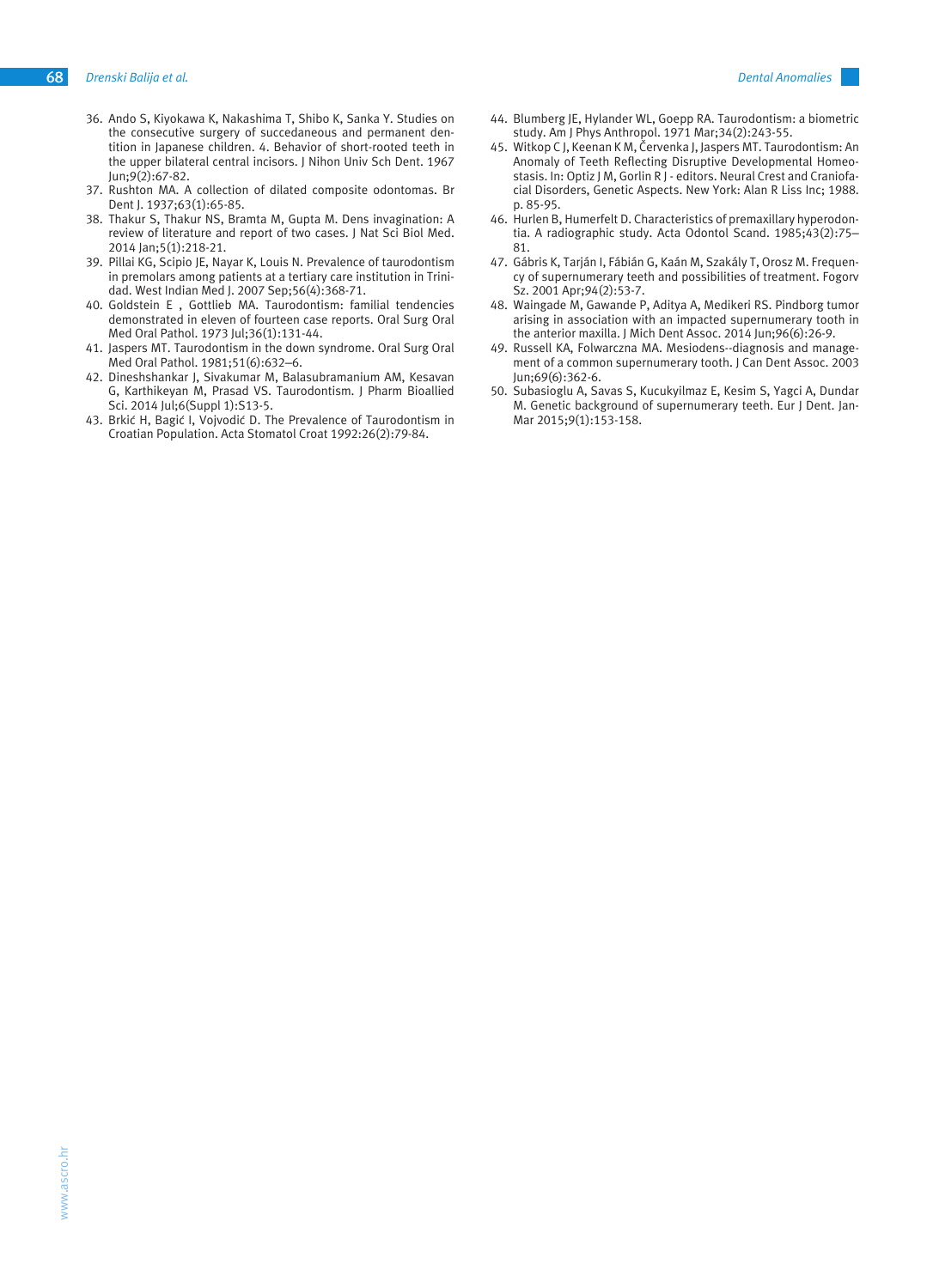36. Ando S, Kiyokawa K, Nakashima T, Shibo K, Sanka Y. Studies on the consecutive surgery of succedaneous and permanent dentition in Japanese children. 4. Behavior of short-rooted teeth in the upper bilateral central incisors. J Nihon Univ Sch Dent. 1967 Jun;9(2):67-82.
37. Rushton MA. A collection of dilated composite odontomas. Br Dent J. 1937;63(1):65-85.
38. Thakur S, Thakur NS, Bramta M, Gupta M. Dens invagination: A review of literature and report of two cases. J Nat Sci Biol Med. 2014 Jan;5(1):218-21.
39. Pillai KG, Scipio JE, Nayar K, Louis N. Prevalence of taurodontism in premolars among patients at a tertiary care institution in Trinidad. West Indian Med J. 2007 Sep;56(4):368-71.
40. Goldstein E , Gottlieb MA. Taurodontism: familial tendencies demonstrated in eleven of fourteen case reports. Oral Surg Oral Med Oral Pathol. 1973 Jul;36(1):131-44.
41. Jaspers MT. Taurodontism in the down syndrome. Oral Surg Oral Med Oral Pathol. 1981;51(6):632–6.
42. Dineshshankar J, Sivakumar M, Balasubramanium AM, Kesavan G, Karthikeyan M, Prasad VS. Taurodontism. J Pharm Bioallied Sci. 2014 Jul;6(Suppl 1):S13-5.
43. Brkić H, Bagić I, Vojvodić D. The Prevalence of Taurodontism in Croatian Population. Acta Stomatol Croat 1992:26(2):79-84.
44. Blumberg JE, Hylander WL, Goepp RA. Taurodontism: a biometric study. Am J Phys Anthropol. 1971 Mar;34(2):243-55.
45. Witkop C J, Keenan K M, Červenka J, Jaspers MT. Taurodontism: An Anomaly of Teeth Reflecting Disruptive Developmental Homeostasis. In: Optiz J M, Gorlin R J - editors. Neural Crest and Craniofacial Disorders, Genetic Aspects. New York: Alan R Liss Inc; 1988. p. 85-95.
46. Hurlen B, Humerfelt D. Characteristics of premaxillary hyperodontia. A radiographic study. Acta Odontol Scand. 1985;43(2):75–81.
47. Gábris K, Tarján I, Fábián G, Kaán M, Szakály T, Orosz M. Frequency of supernumerary teeth and possibilities of treatment. Fogorv Sz. 2001 Apr;94(2):53-7.
48. Waingade M, Gawande P, Aditya A, Medikeri RS. Pindborg tumor arising in association with an impacted supernumerary tooth in the anterior maxilla. J Mich Dent Assoc. 2014 Jun;96(6):26-9.
49. Russell KA, Folwarczna MA. Mesiodens--diagnosis and management of a common supernumerary tooth. J Can Dent Assoc. 2003 Jun;69(6):362-6.
50. Subasioglu A, Savas S, Kucukyilmaz E, Kesim S, Yagci A, Dundar M. Genetic background of supernumerary teeth. Eur J Dent. Jan-Mar 2015;9(1):153-158.